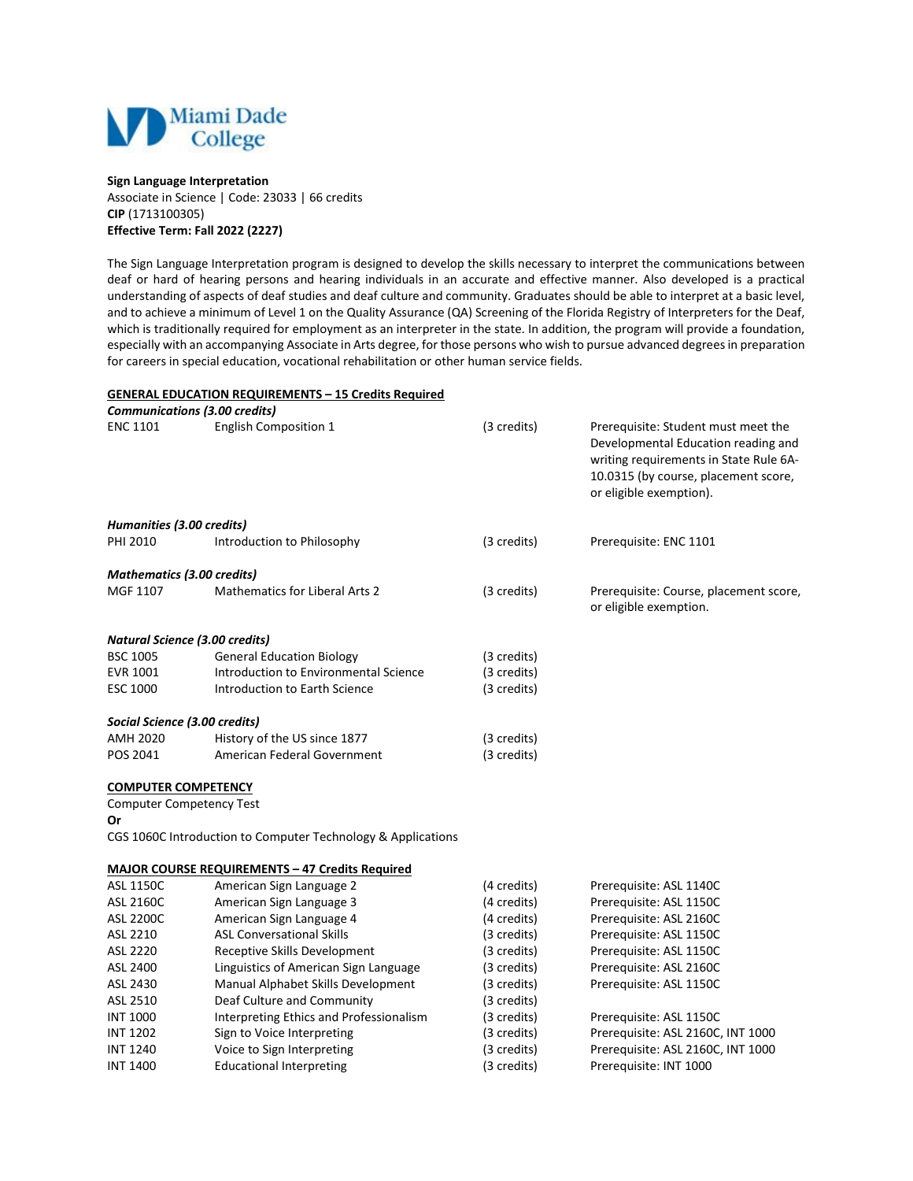Miami Dade College

**Sign Language Interpretation**
Associate in Science | Code: 23033 | 66 credits
**CIP** (1713100305)
**Effective Term: Fall 2022 (2227)**

The Sign Language Interpretation program is designed to develop the skills necessary to interpret the communications between deaf or hard of hearing persons and hearing individuals in an accurate and effective manner. Also developed is a practical understanding of aspects of deaf studies and deaf culture and community. Graduates should be able to interpret at a basic level, and to achieve a minimum of Level 1 on the Quality Assurance (QA) Screening of the Florida Registry of Interpreters for the Deaf, which is traditionally required for employment as an interpreter in the state. In addition, the program will provide a foundation, especially with an accompanying Associate in Arts degree, for those persons who wish to pursue advanced degrees in preparation for careers in special education, vocational rehabilitation or other human service fields.

## GENERAL EDUCATION REQUIREMENTS – 15 Credits Required

***Communications (3.00 credits)***

| | | | |
|---|---|---|---|
| ENC 1101 | English Composition 1 | (3 credits) | Prerequisite: Student must meet the Developmental Education reading and writing requirements in State Rule 6A-10.0315 (by course, placement score, or eligible exemption). |

***Humanities (3.00 credits)***

| | | | |
|---|---|---|---|
| PHI 2010 | Introduction to Philosophy | (3 credits) | Prerequisite: ENC 1101 |

***Mathematics (3.00 credits)***

| | | | |
|---|---|---|---|
| MGF 1107 | Mathematics for Liberal Arts 2 | (3 credits) | Prerequisite: Course, placement score, or eligible exemption. |

***Natural Science (3.00 credits)***

| | | |
|---|---|---|
| BSC 1005 | General Education Biology | (3 credits) |
| EVR 1001 | Introduction to Environmental Science | (3 credits) |
| ESC 1000 | Introduction to Earth Science | (3 credits) |

***Social Science (3.00 credits)***

| | | |
|---|---|---|
| AMH 2020 | History of the US since 1877 | (3 credits) |
| POS 2041 | American Federal Government | (3 credits) |

## COMPUTER COMPETENCY

Computer Competency Test
**Or**
CGS 1060C Introduction to Computer Technology & Applications

## MAJOR COURSE REQUIREMENTS – 47 Credits Required

| | | | |
|---|---|---|---|
| ASL 1150C | American Sign Language 2 | (4 credits) | Prerequisite: ASL 1140C |
| ASL 2160C | American Sign Language 3 | (4 credits) | Prerequisite: ASL 1150C |
| ASL 2200C | American Sign Language 4 | (4 credits) | Prerequisite: ASL 2160C |
| ASL 2210 | ASL Conversational Skills | (3 credits) | Prerequisite: ASL 1150C |
| ASL 2220 | Receptive Skills Development | (3 credits) | Prerequisite: ASL 1150C |
| ASL 2400 | Linguistics of American Sign Language | (3 credits) | Prerequisite: ASL 2160C |
| ASL 2430 | Manual Alphabet Skills Development | (3 credits) | Prerequisite: ASL 1150C |
| ASL 2510 | Deaf Culture and Community | (3 credits) | |
| INT 1000 | Interpreting Ethics and Professionalism | (3 credits) | Prerequisite: ASL 1150C |
| INT 1202 | Sign to Voice Interpreting | (3 credits) | Prerequisite: ASL 2160C, INT 1000 |
| INT 1240 | Voice to Sign Interpreting | (3 credits) | Prerequisite: ASL 2160C, INT 1000 |
| INT 1400 | Educational Interpreting | (3 credits) | Prerequisite: INT 1000 |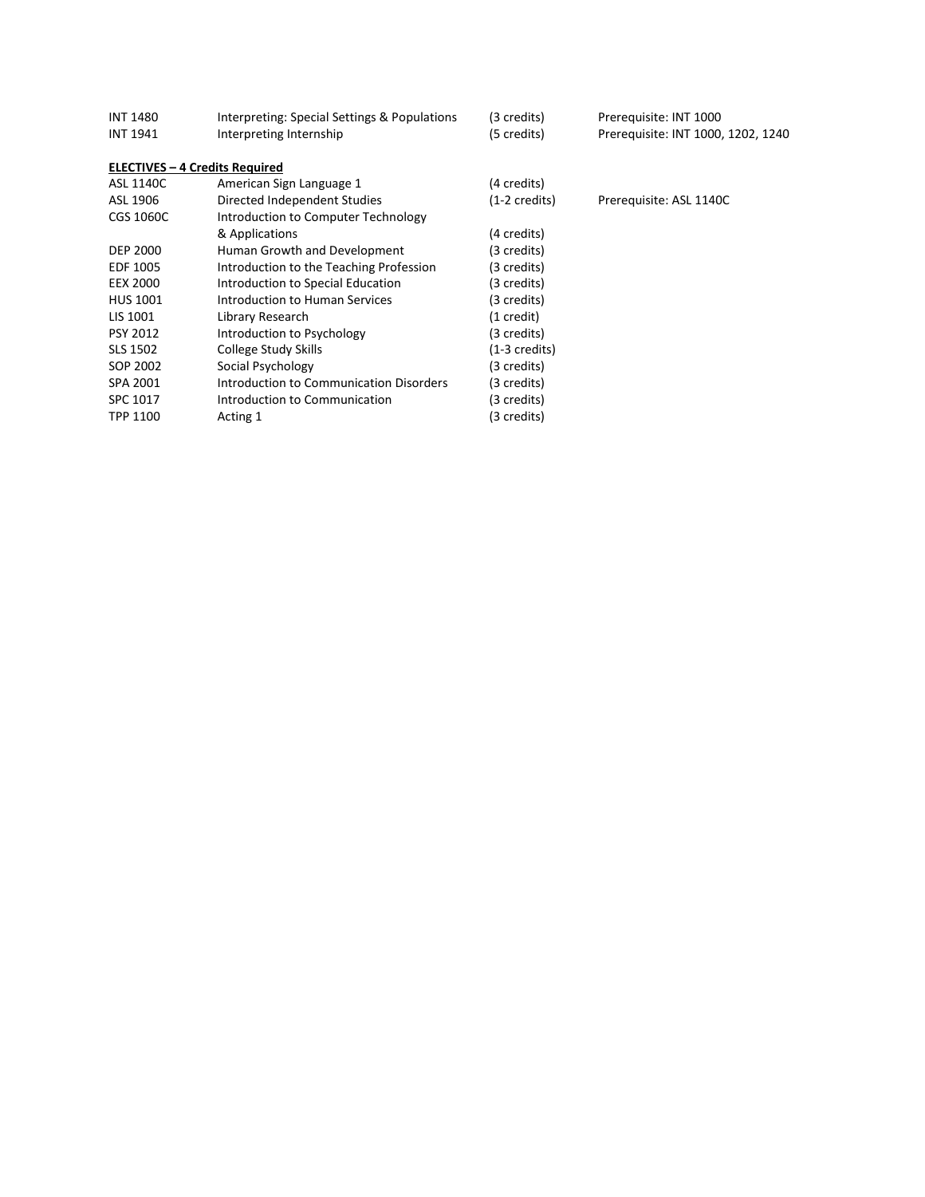| | | | |
|---|---|---|---|
| INT 1480 | Interpreting: Special Settings & Populations | (3 credits) | Prerequisite: INT 1000 |
| INT 1941 | Interpreting Internship | (5 credits) | Prerequisite: INT 1000, 1202, 1240 |

**ELECTIVES – 4 Credits Required**

| | | | |
|---|---|---|---|
| ASL 1140C | American Sign Language 1 | (4 credits) | |
| ASL 1906 | Directed Independent Studies | (1-2 credits) | Prerequisite: ASL 1140C |
| CGS 1060C | Introduction to Computer Technology & Applications | (4 credits) | |
| DEP 2000 | Human Growth and Development | (3 credits) | |
| EDF 1005 | Introduction to the Teaching Profession | (3 credits) | |
| EEX 2000 | Introduction to Special Education | (3 credits) | |
| HUS 1001 | Introduction to Human Services | (3 credits) | |
| LIS 1001 | Library Research | (1 credit) | |
| PSY 2012 | Introduction to Psychology | (3 credits) | |
| SLS 1502 | College Study Skills | (1-3 credits) | |
| SOP 2002 | Social Psychology | (3 credits) | |
| SPA 2001 | Introduction to Communication Disorders | (3 credits) | |
| SPC 1017 | Introduction to Communication | (3 credits) | |
| TPP 1100 | Acting 1 | (3 credits) | |